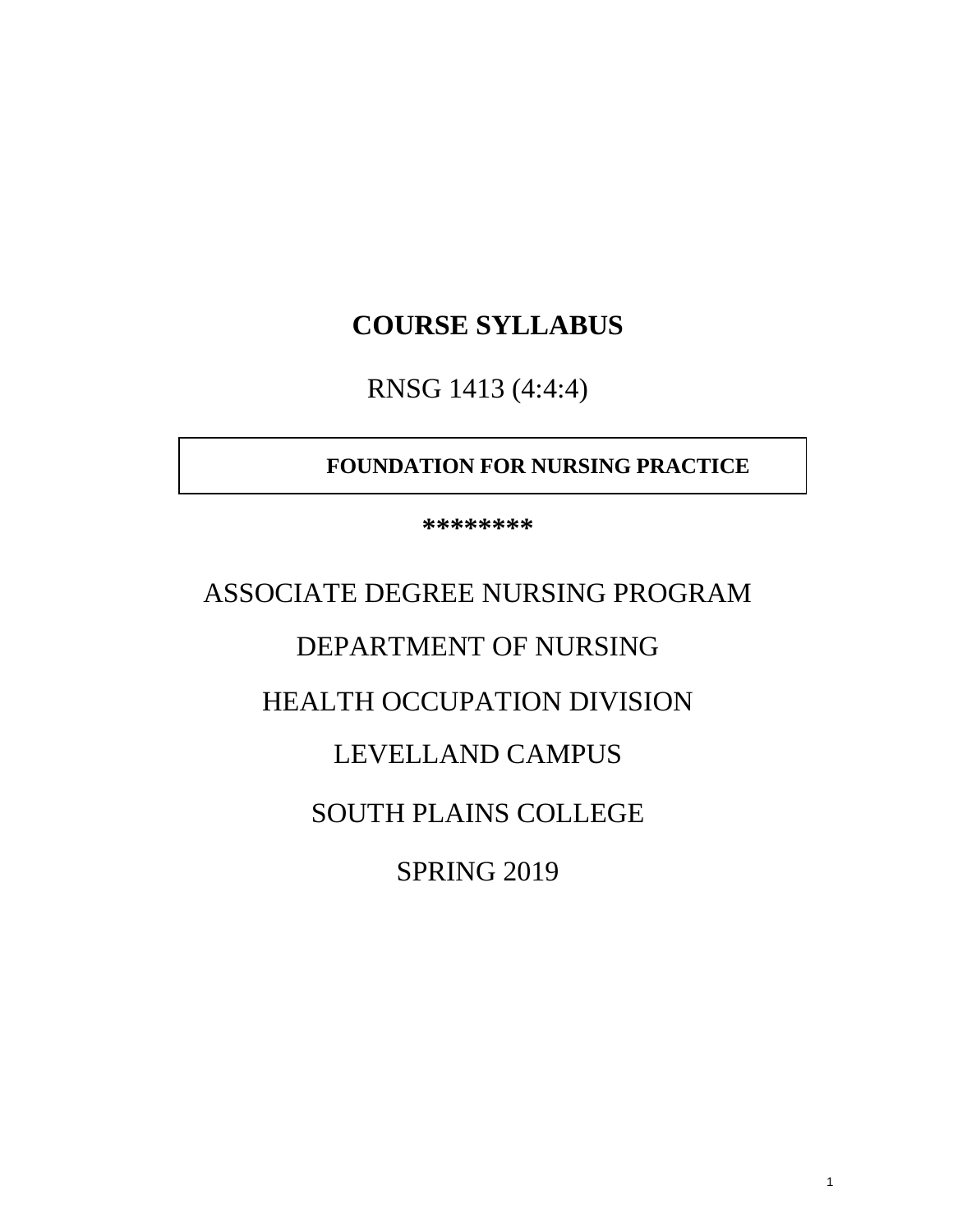# COURSE SYLLABUS

RNSG 1413 (4:4:4)

**FOUNDATION FOR NURSING PRACTICE**

**********

ASSOCIATE DEGREE NURSING PROGRAM

DEPARTMENT OF NURSING

HEALTH OCCUPATION DIVISION

LEVELLAND CAMPUS

SOUTH PLAINS COLLEGE

SPRING 2019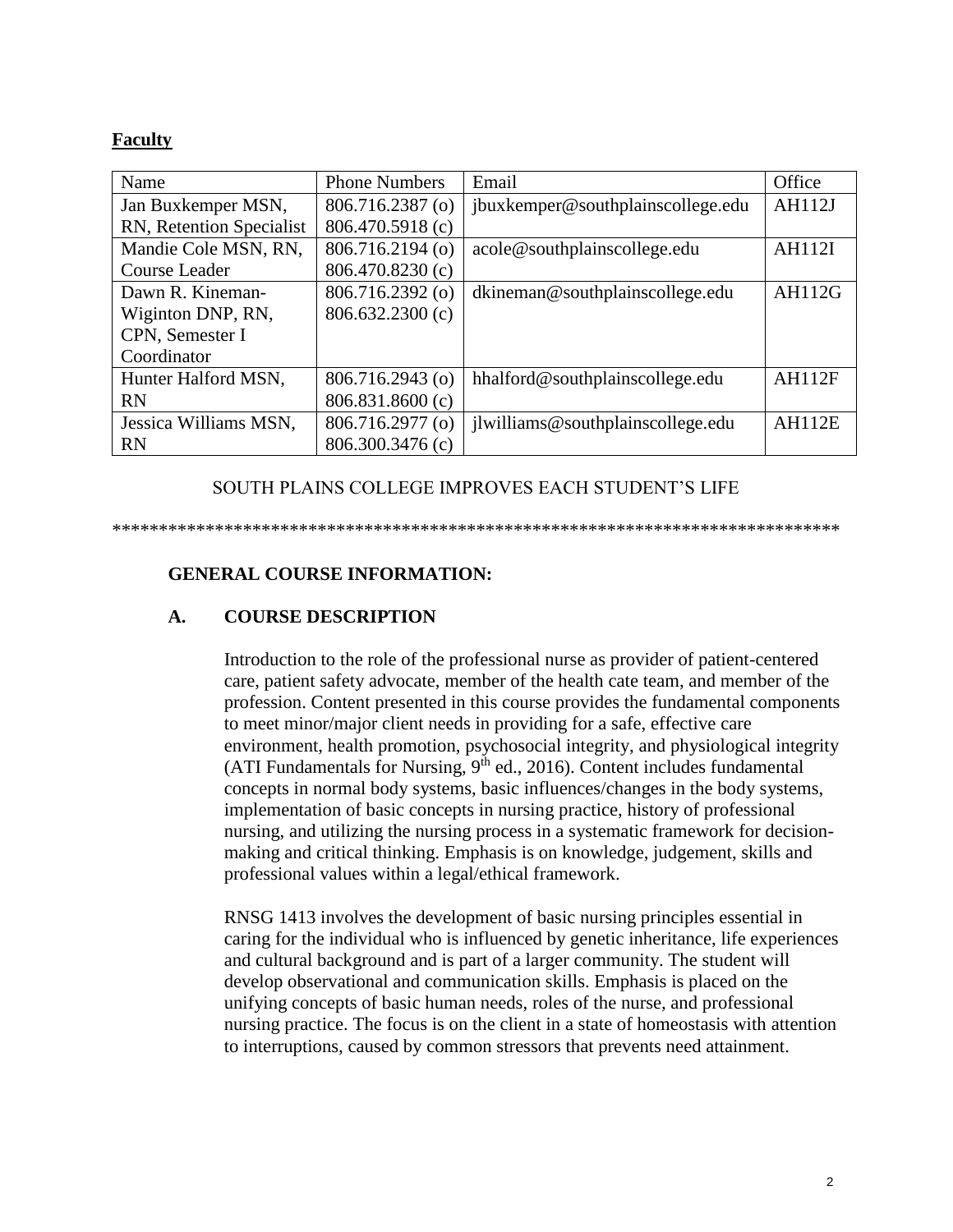## Faculty

| Name | Phone Numbers | Email | Office |
|---|---|---|---|
| Jan Buxkemper MSN, RN, Retention Specialist | 806.716.2387 (o) 806.470.5918 (c) | jbuxkemper@southplainscollege.edu | AH112J |
| Mandie Cole MSN, RN, Course Leader | 806.716.2194 (o) 806.470.8230 (c) | acole@southplainscollege.edu | AH112I |
| Dawn R. Kineman-Wiginton DNP, RN, CPN, Semester I Coordinator | 806.716.2392 (o) 806.632.2300 (c) | dkineman@southplainscollege.edu | AH112G |
| Hunter Halford MSN, RN | 806.716.2943 (o) 806.831.8600 (c) | hhalford@southplainscollege.edu | AH112F |
| Jessica Williams MSN, RN | 806.716.2977 (o) 806.300.3476 (c) | jlwilliams@southplainscollege.edu | AH112E |

SOUTH PLAINS COLLEGE IMPROVES EACH STUDENT'S LIFE

*******************************************************************************

**GENERAL COURSE INFORMATION:**

**A. COURSE DESCRIPTION**

Introduction to the role of the professional nurse as provider of patient-centered care, patient safety advocate, member of the health cate team, and member of the profession. Content presented in this course provides the fundamental components to meet minor/major client needs in providing for a safe, effective care environment, health promotion, psychosocial integrity, and physiological integrity (ATI Fundamentals for Nursing, 9th ed., 2016). Content includes fundamental concepts in normal body systems, basic influences/changes in the body systems, implementation of basic concepts in nursing practice, history of professional nursing, and utilizing the nursing process in a systematic framework for decision-making and critical thinking. Emphasis is on knowledge, judgement, skills and professional values within a legal/ethical framework.

RNSG 1413 involves the development of basic nursing principles essential in caring for the individual who is influenced by genetic inheritance, life experiences and cultural background and is part of a larger community. The student will develop observational and communication skills. Emphasis is placed on the unifying concepts of basic human needs, roles of the nurse, and professional nursing practice. The focus is on the client in a state of homeostasis with attention to interruptions, caused by common stressors that prevents need attainment.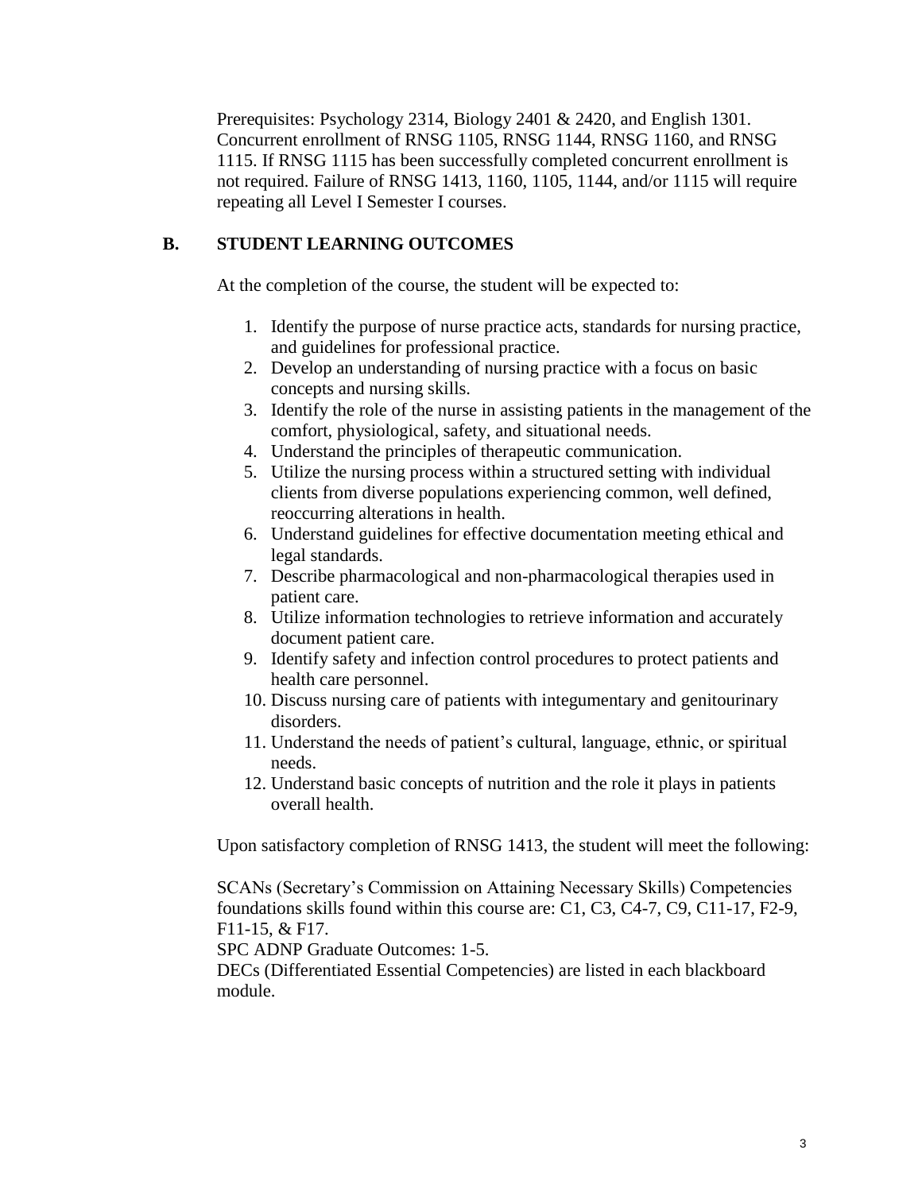Prerequisites: Psychology 2314, Biology 2401 & 2420, and English 1301. Concurrent enrollment of RNSG 1105, RNSG 1144, RNSG 1160, and RNSG 1115. If RNSG 1115 has been successfully completed concurrent enrollment is not required. Failure of RNSG 1413, 1160, 1105, 1144, and/or 1115 will require repeating all Level I Semester I courses.

## B. STUDENT LEARNING OUTCOMES

At the completion of the course, the student will be expected to:

1. Identify the purpose of nurse practice acts, standards for nursing practice, and guidelines for professional practice.
2. Develop an understanding of nursing practice with a focus on basic concepts and nursing skills.
3. Identify the role of the nurse in assisting patients in the management of the comfort, physiological, safety, and situational needs.
4. Understand the principles of therapeutic communication.
5. Utilize the nursing process within a structured setting with individual clients from diverse populations experiencing common, well defined, reoccurring alterations in health.
6. Understand guidelines for effective documentation meeting ethical and legal standards.
7. Describe pharmacological and non-pharmacological therapies used in patient care.
8. Utilize information technologies to retrieve information and accurately document patient care.
9. Identify safety and infection control procedures to protect patients and health care personnel.
10. Discuss nursing care of patients with integumentary and genitourinary disorders.
11. Understand the needs of patient's cultural, language, ethnic, or spiritual needs.
12. Understand basic concepts of nutrition and the role it plays in patients overall health.

Upon satisfactory completion of RNSG 1413, the student will meet the following:

SCANs (Secretary's Commission on Attaining Necessary Skills) Competencies foundations skills found within this course are: C1, C3, C4-7, C9, C11-17, F2-9, F11-15, & F17.
SPC ADNP Graduate Outcomes: 1-5.
DECs (Differentiated Essential Competencies) are listed in each blackboard module.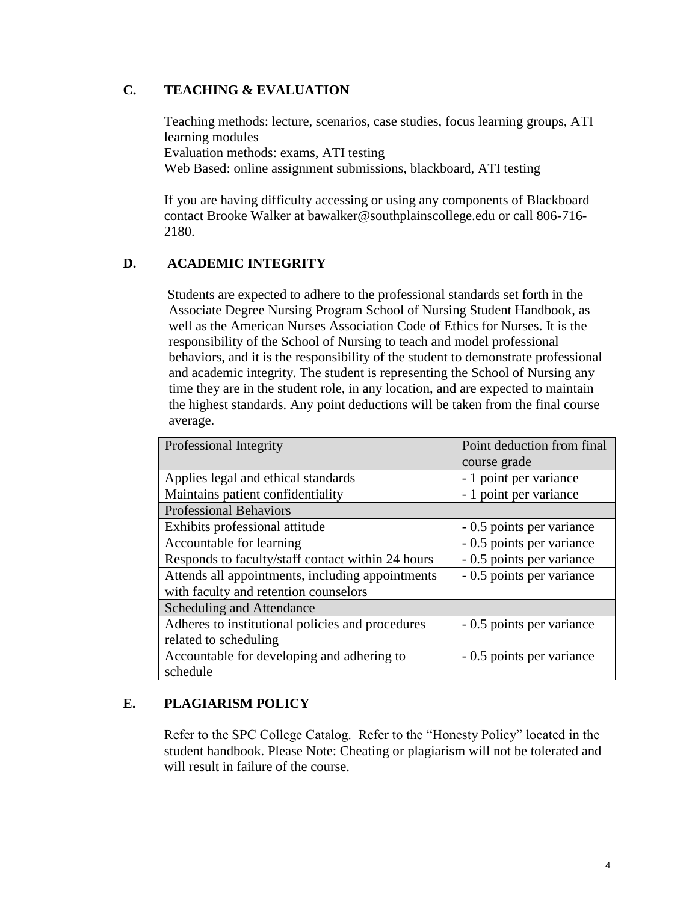## C. TEACHING & EVALUATION

Teaching methods: lecture, scenarios, case studies, focus learning groups, ATI learning modules
Evaluation methods: exams, ATI testing
Web Based: online assignment submissions, blackboard, ATI testing

If you are having difficulty accessing or using any components of Blackboard contact Brooke Walker at bawalker@southplainscollege.edu or call 806-716-2180.

## D. ACADEMIC INTEGRITY

Students are expected to adhere to the professional standards set forth in the Associate Degree Nursing Program School of Nursing Student Handbook, as well as the American Nurses Association Code of Ethics for Nurses. It is the responsibility of the School of Nursing to teach and model professional behaviors, and it is the responsibility of the student to demonstrate professional and academic integrity. The student is representing the School of Nursing any time they are in the student role, in any location, and are expected to maintain the highest standards. Any point deductions will be taken from the final course average.

| Professional Integrity | Point deduction from final course grade |
|---|---|
| Applies legal and ethical standards | - 1 point per variance |
| Maintains patient confidentiality | - 1 point per variance |
| Professional Behaviors | |
| Exhibits professional attitude | - 0.5 points per variance |
| Accountable for learning | - 0.5 points per variance |
| Responds to faculty/staff contact within 24 hours | - 0.5 points per variance |
| Attends all appointments, including appointments with faculty and retention counselors | - 0.5 points per variance |
| Scheduling and Attendance | |
| Adheres to institutional policies and procedures related to scheduling | - 0.5 points per variance |
| Accountable for developing and adhering to schedule | - 0.5 points per variance |

## E. PLAGIARISM POLICY

Refer to the SPC College Catalog. Refer to the "Honesty Policy" located in the student handbook. Please Note: Cheating or plagiarism will not be tolerated and will result in failure of the course.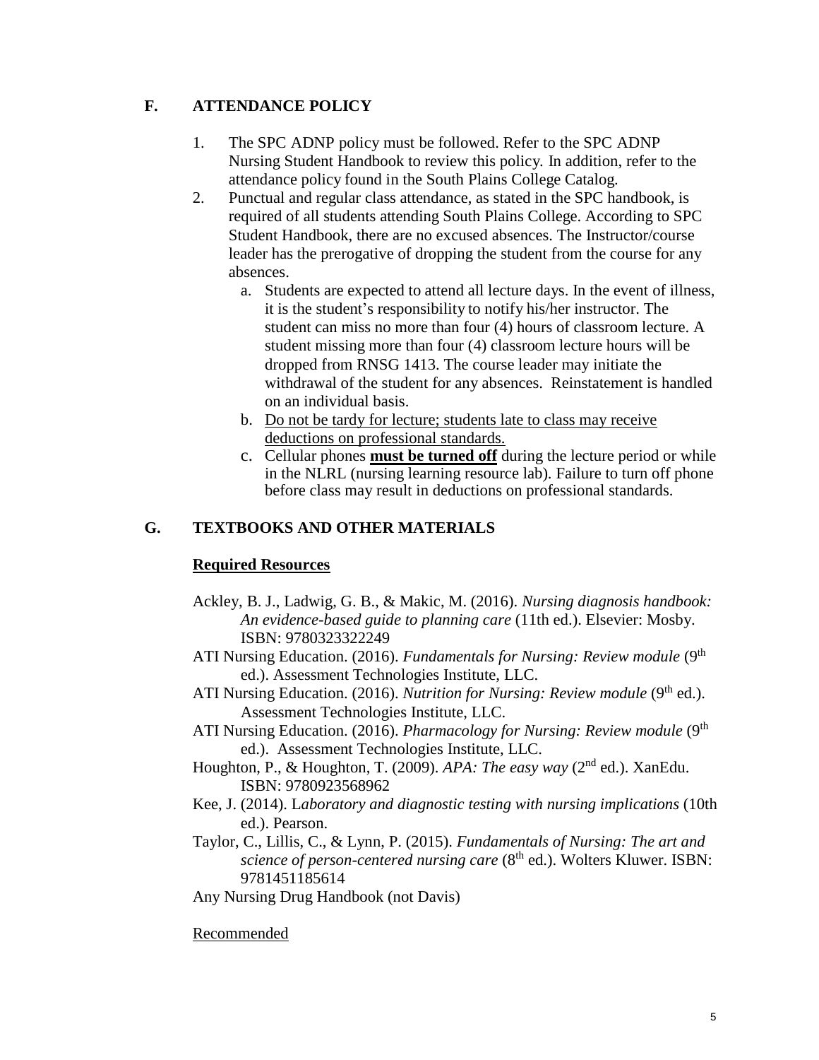## F. ATTENDANCE POLICY

1. The SPC ADNP policy must be followed. Refer to the SPC ADNP Nursing Student Handbook to review this policy. In addition, refer to the attendance policy found in the South Plains College Catalog.
2. Punctual and regular class attendance, as stated in the SPC handbook, is required of all students attending South Plains College. According to SPC Student Handbook, there are no excused absences. The Instructor/course leader has the prerogative of dropping the student from the course for any absences.
   a. Students are expected to attend all lecture days. In the event of illness, it is the student's responsibility to notify his/her instructor. The student can miss no more than four (4) hours of classroom lecture. A student missing more than four (4) classroom lecture hours will be dropped from RNSG 1413. The course leader may initiate the withdrawal of the student for any absences. Reinstatement is handled on an individual basis.
   b. Do not be tardy for lecture; students late to class may receive deductions on professional standards.
   c. Cellular phones **must be turned off** during the lecture period or while in the NLRL (nursing learning resource lab). Failure to turn off phone before class may result in deductions on professional standards.

## G. TEXTBOOKS AND OTHER MATERIALS

**Required Resources**

Ackley, B. J., Ladwig, G. B., & Makic, M. (2016). *Nursing diagnosis handbook: An evidence-based guide to planning care* (11th ed.). Elsevier: Mosby. ISBN: 9780323322249

ATI Nursing Education. (2016). *Fundamentals for Nursing: Review module* (9th ed.). Assessment Technologies Institute, LLC.

ATI Nursing Education. (2016). *Nutrition for Nursing: Review module* (9th ed.). Assessment Technologies Institute, LLC.

ATI Nursing Education. (2016). *Pharmacology for Nursing: Review module* (9th ed.). Assessment Technologies Institute, LLC.

Houghton, P., & Houghton, T. (2009). *APA: The easy way* (2nd ed.). XanEdu. ISBN: 9780923568962

Kee, J. (2014). L*aboratory and diagnostic testing with nursing implications* (10th ed.). Pearson.

Taylor, C., Lillis, C., & Lynn, P. (2015). *Fundamentals of Nursing: The art and science of person-centered nursing care* (8th ed.). Wolters Kluwer. ISBN: 9781451185614

Any Nursing Drug Handbook (not Davis)

Recommended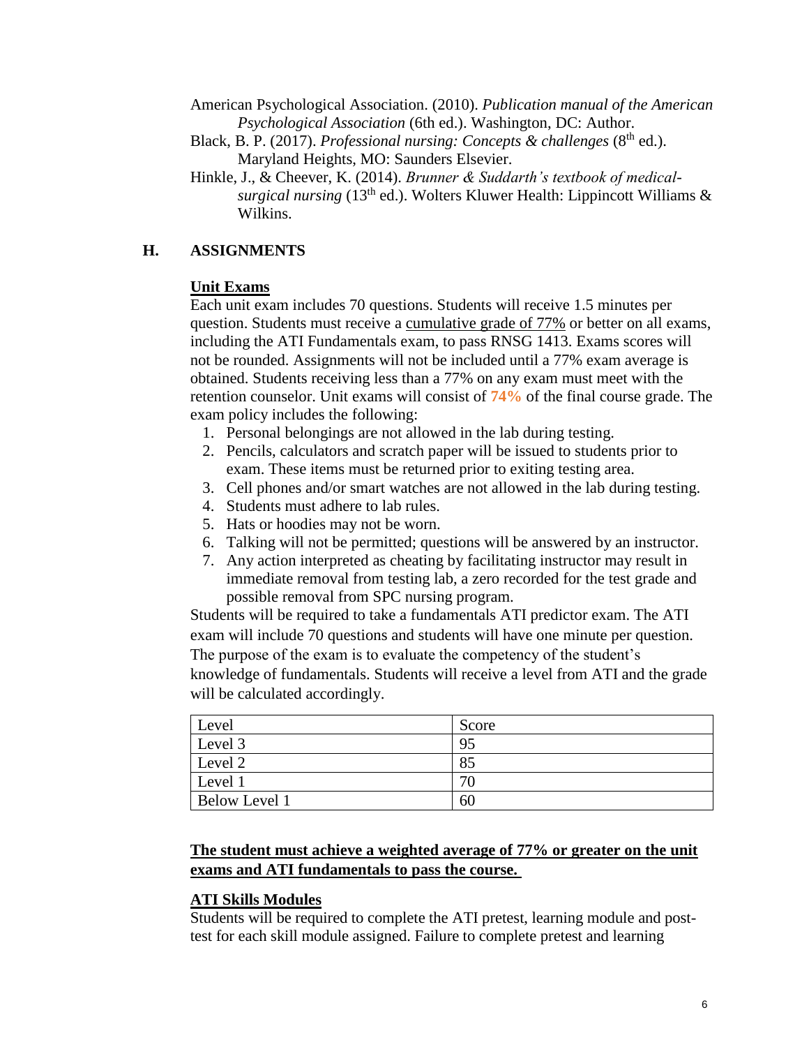American Psychological Association. (2010). *Publication manual of the American Psychological Association* (6th ed.). Washington, DC: Author.

Black, B. P. (2017). *Professional nursing: Concepts & challenges* (8th ed.). Maryland Heights, MO: Saunders Elsevier.

Hinkle, J., & Cheever, K. (2014). *Brunner & Suddarth's textbook of medical-surgical nursing* (13th ed.). Wolters Kluwer Health: Lippincott Williams & Wilkins.

## H. ASSIGNMENTS

**Unit Exams**

Each unit exam includes 70 questions. Students will receive 1.5 minutes per question. Students must receive a cumulative grade of 77% or better on all exams, including the ATI Fundamentals exam, to pass RNSG 1413. Exams scores will not be rounded. Assignments will not be included until a 77% exam average is obtained. Students receiving less than a 77% on any exam must meet with the retention counselor. Unit exams will consist of **74%** of the final course grade. The exam policy includes the following:

1. Personal belongings are not allowed in the lab during testing.
2. Pencils, calculators and scratch paper will be issued to students prior to exam. These items must be returned prior to exiting testing area.
3. Cell phones and/or smart watches are not allowed in the lab during testing.
4. Students must adhere to lab rules.
5. Hats or hoodies may not be worn.
6. Talking will not be permitted; questions will be answered by an instructor.
7. Any action interpreted as cheating by facilitating instructor may result in immediate removal from testing lab, a zero recorded for the test grade and possible removal from SPC nursing program.

Students will be required to take a fundamentals ATI predictor exam. The ATI exam will include 70 questions and students will have one minute per question. The purpose of the exam is to evaluate the competency of the student's knowledge of fundamentals. Students will receive a level from ATI and the grade will be calculated accordingly.

| Level | Score |
|---|---|
| Level 3 | 95 |
| Level 2 | 85 |
| Level 1 | 70 |
| Below Level 1 | 60 |

**The student must achieve a weighted average of 77% or greater on the unit exams and ATI fundamentals to pass the course.**

**ATI Skills Modules**

Students will be required to complete the ATI pretest, learning module and post-test for each skill module assigned. Failure to complete pretest and learning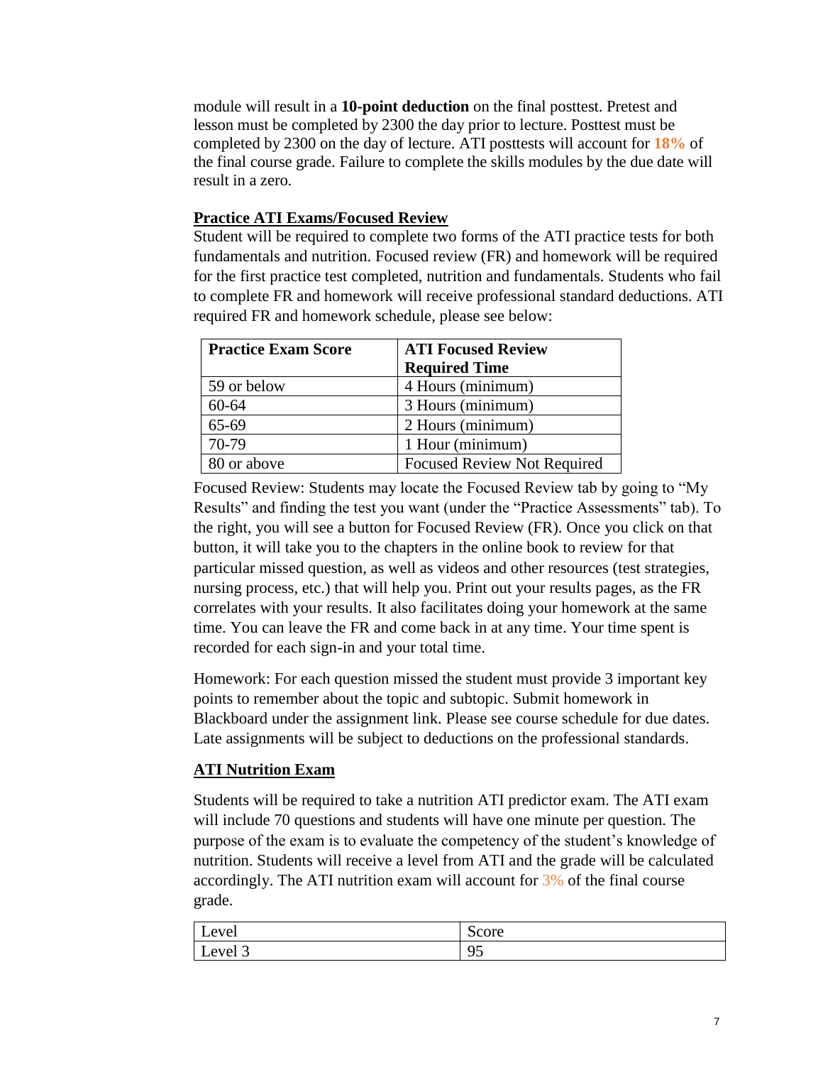module will result in a **10-point deduction** on the final posttest. Pretest and lesson must be completed by 2300 the day prior to lecture. Posttest must be completed by 2300 on the day of lecture. ATI posttests will account for **18%** of the final course grade. Failure to complete the skills modules by the due date will result in a zero.

## Practice ATI Exams/Focused Review

Student will be required to complete two forms of the ATI practice tests for both fundamentals and nutrition. Focused review (FR) and homework will be required for the first practice test completed, nutrition and fundamentals. Students who fail to complete FR and homework will receive professional standard deductions. ATI required FR and homework schedule, please see below:

| Practice Exam Score | ATI Focused Review Required Time |
| --- | --- |
| 59 or below | 4 Hours (minimum) |
| 60-64 | 3 Hours (minimum) |
| 65-69 | 2 Hours (minimum) |
| 70-79 | 1 Hour (minimum) |
| 80 or above | Focused Review Not Required |

Focused Review: Students may locate the Focused Review tab by going to "My Results" and finding the test you want (under the "Practice Assessments" tab). To the right, you will see a button for Focused Review (FR). Once you click on that button, it will take you to the chapters in the online book to review for that particular missed question, as well as videos and other resources (test strategies, nursing process, etc.) that will help you. Print out your results pages, as the FR correlates with your results. It also facilitates doing your homework at the same time. You can leave the FR and come back in at any time. Your time spent is recorded for each sign-in and your total time.

Homework: For each question missed the student must provide 3 important key points to remember about the topic and subtopic. Submit homework in Blackboard under the assignment link. Please see course schedule for due dates. Late assignments will be subject to deductions on the professional standards.

## ATI Nutrition Exam

Students will be required to take a nutrition ATI predictor exam. The ATI exam will include 70 questions and students will have one minute per question. The purpose of the exam is to evaluate the competency of the student's knowledge of nutrition. Students will receive a level from ATI and the grade will be calculated accordingly. The ATI nutrition exam will account for 3% of the final course grade.

| Level | Score |
| --- | --- |
| Level 3 | 95 |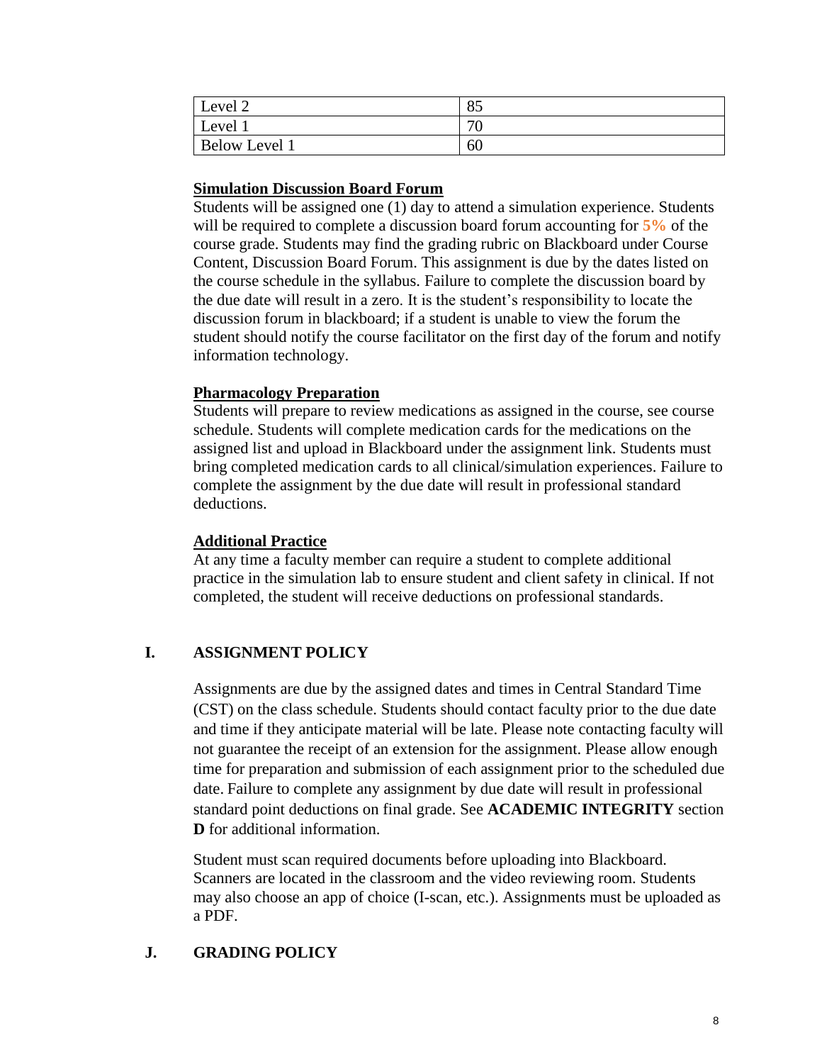| Level 2 | 85 |
|---|---|
| Level 1 | 70 |
| Below Level 1 | 60 |

**Simulation Discussion Board Forum**

Students will be assigned one (1) day to attend a simulation experience. Students will be required to complete a discussion board forum accounting for **5%** of the course grade. Students may find the grading rubric on Blackboard under Course Content, Discussion Board Forum. This assignment is due by the dates listed on the course schedule in the syllabus. Failure to complete the discussion board by the due date will result in a zero. It is the student's responsibility to locate the discussion forum in blackboard; if a student is unable to view the forum the student should notify the course facilitator on the first day of the forum and notify information technology.

**Pharmacology Preparation**

Students will prepare to review medications as assigned in the course, see course schedule. Students will complete medication cards for the medications on the assigned list and upload in Blackboard under the assignment link. Students must bring completed medication cards to all clinical/simulation experiences. Failure to complete the assignment by the due date will result in professional standard deductions.

**Additional Practice**

At any time a faculty member can require a student to complete additional practice in the simulation lab to ensure student and client safety in clinical. If not completed, the student will receive deductions on professional standards.

## I. ASSIGNMENT POLICY

Assignments are due by the assigned dates and times in Central Standard Time (CST) on the class schedule. Students should contact faculty prior to the due date and time if they anticipate material will be late. Please note contacting faculty will not guarantee the receipt of an extension for the assignment. Please allow enough time for preparation and submission of each assignment prior to the scheduled due date. Failure to complete any assignment by due date will result in professional standard point deductions on final grade. See **ACADEMIC INTEGRITY** section **D** for additional information.

Student must scan required documents before uploading into Blackboard. Scanners are located in the classroom and the video reviewing room. Students may also choose an app of choice (I-scan, etc.). Assignments must be uploaded as a PDF.

## J. GRADING POLICY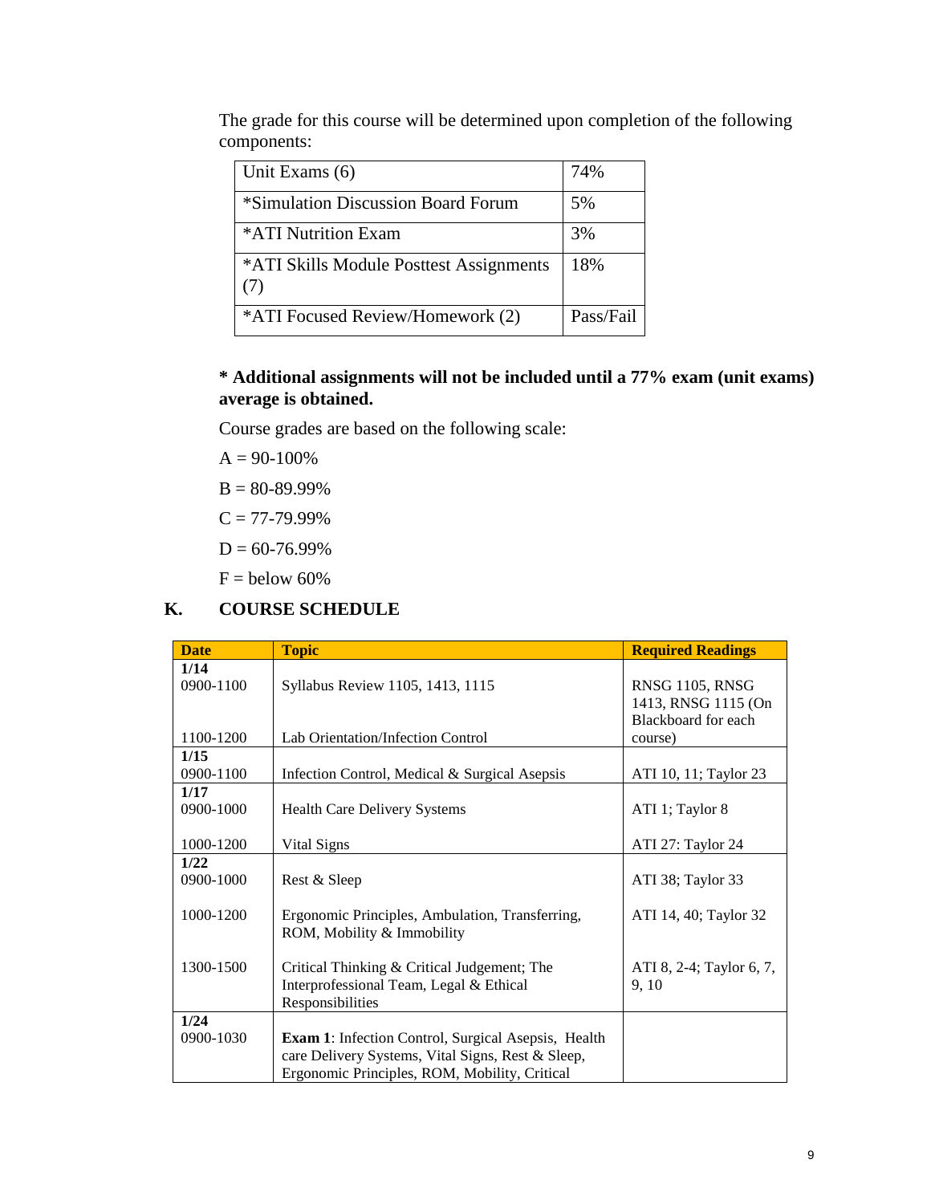The grade for this course will be determined upon completion of the following components:

| Unit Exams (6) | 74% |
|---|---|
| *Simulation Discussion Board Forum | 5% |
| *ATI Nutrition Exam | 3% |
| *ATI Skills Module Posttest Assignments (7) | 18% |
| *ATI Focused Review/Homework (2) | Pass/Fail |

**\* Additional assignments will not be included until a 77% exam (unit exams) average is obtained.**

Course grades are based on the following scale:

A = 90-100%

B = 80-89.99%

C = 77-79.99%

D = 60-76.99%

F = below 60%

## K. COURSE SCHEDULE

| Date | Topic | Required Readings |
|---|---|---|
| **1/14** | | |
| 0900-1100 | Syllabus Review 1105, 1413, 1115 | RNSG 1105, RNSG 1413, RNSG 1115 (On Blackboard for each course) |
| 1100-1200 | Lab Orientation/Infection Control | |
| **1/15** | | |
| 0900-1100 | Infection Control, Medical & Surgical Asepsis | ATI 10, 11; Taylor 23 |
| **1/17** | | |
| 0900-1000 | Health Care Delivery Systems | ATI 1; Taylor 8 |
| 1000-1200 | Vital Signs | ATI 27: Taylor 24 |
| **1/22** | | |
| 0900-1000 | Rest & Sleep | ATI 38; Taylor 33 |
| 1000-1200 | Ergonomic Principles, Ambulation, Transferring, ROM, Mobility & Immobility | ATI 14, 40; Taylor 32 |
| 1300-1500 | Critical Thinking & Critical Judgement; The Interprofessional Team, Legal & Ethical Responsibilities | ATI 8, 2-4; Taylor 6, 7, 9, 10 |
| **1/24** | | |
| 0900-1030 | **Exam 1**: Infection Control, Surgical Asepsis, Health care Delivery Systems, Vital Signs, Rest & Sleep, Ergonomic Principles, ROM, Mobility, Critical | |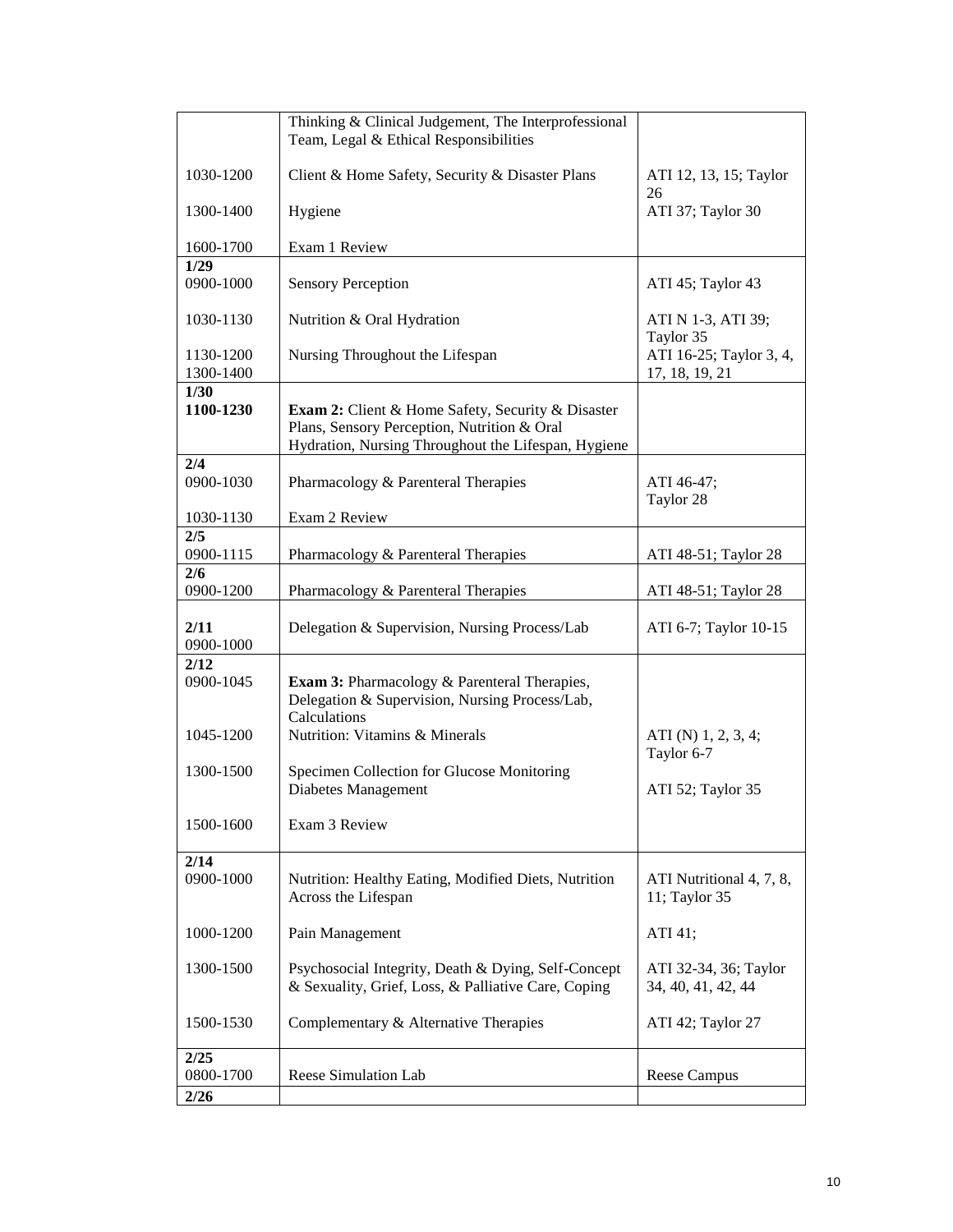| | | |
|---|---|---|
| | Thinking & Clinical Judgement, The Interprofessional Team, Legal & Ethical Responsibilities | |
| 1030-1200 | Client & Home Safety, Security & Disaster Plans | ATI 12, 13, 15; Taylor 26 |
| 1300-1400 | Hygiene | ATI 37; Taylor 30 |
| 1600-1700 | Exam 1 Review | |
| **1/29** 0900-1000 | Sensory Perception | ATI 45; Taylor 43 |
| 1030-1130 | Nutrition & Oral Hydration | ATI N 1-3, ATI 39; Taylor 35 |
| 1130-1200 1300-1400 | Nursing Throughout the Lifespan | ATI 16-25; Taylor 3, 4, 17, 18, 19, 21 |
| **1/30** **1100-1230** | **Exam 2:** Client & Home Safety, Security & Disaster Plans, Sensory Perception, Nutrition & Oral Hydration, Nursing Throughout the Lifespan, Hygiene | |
| **2/4** 0900-1030 | Pharmacology & Parenteral Therapies | ATI 46-47; Taylor 28 |
| 1030-1130 | Exam 2 Review | |
| **2/5** 0900-1115 | Pharmacology & Parenteral Therapies | ATI 48-51; Taylor 28 |
| **2/6** 0900-1200 | Pharmacology & Parenteral Therapies | ATI 48-51; Taylor 28 |
| **2/11** 0900-1000 | Delegation & Supervision, Nursing Process/Lab | ATI 6-7; Taylor 10-15 |
| **2/12** 0900-1045 | **Exam 3:** Pharmacology & Parenteral Therapies, Delegation & Supervision, Nursing Process/Lab, Calculations | |
| 1045-1200 | Nutrition: Vitamins & Minerals | ATI (N) 1, 2, 3, 4; Taylor 6-7 |
| 1300-1500 | Specimen Collection for Glucose Monitoring Diabetes Management | ATI 52; Taylor 35 |
| 1500-1600 | Exam 3 Review | |
| **2/14** 0900-1000 | Nutrition: Healthy Eating, Modified Diets, Nutrition Across the Lifespan | ATI Nutritional 4, 7, 8, 11; Taylor 35 |
| 1000-1200 | Pain Management | ATI 41; |
| 1300-1500 | Psychosocial Integrity, Death & Dying, Self-Concept & Sexuality, Grief, Loss, & Palliative Care, Coping | ATI 32-34, 36; Taylor 34, 40, 41, 42, 44 |
| 1500-1530 | Complementary & Alternative Therapies | ATI 42; Taylor 27 |
| **2/25** 0800-1700 | Reese Simulation Lab | Reese Campus |
| **2/26** | | |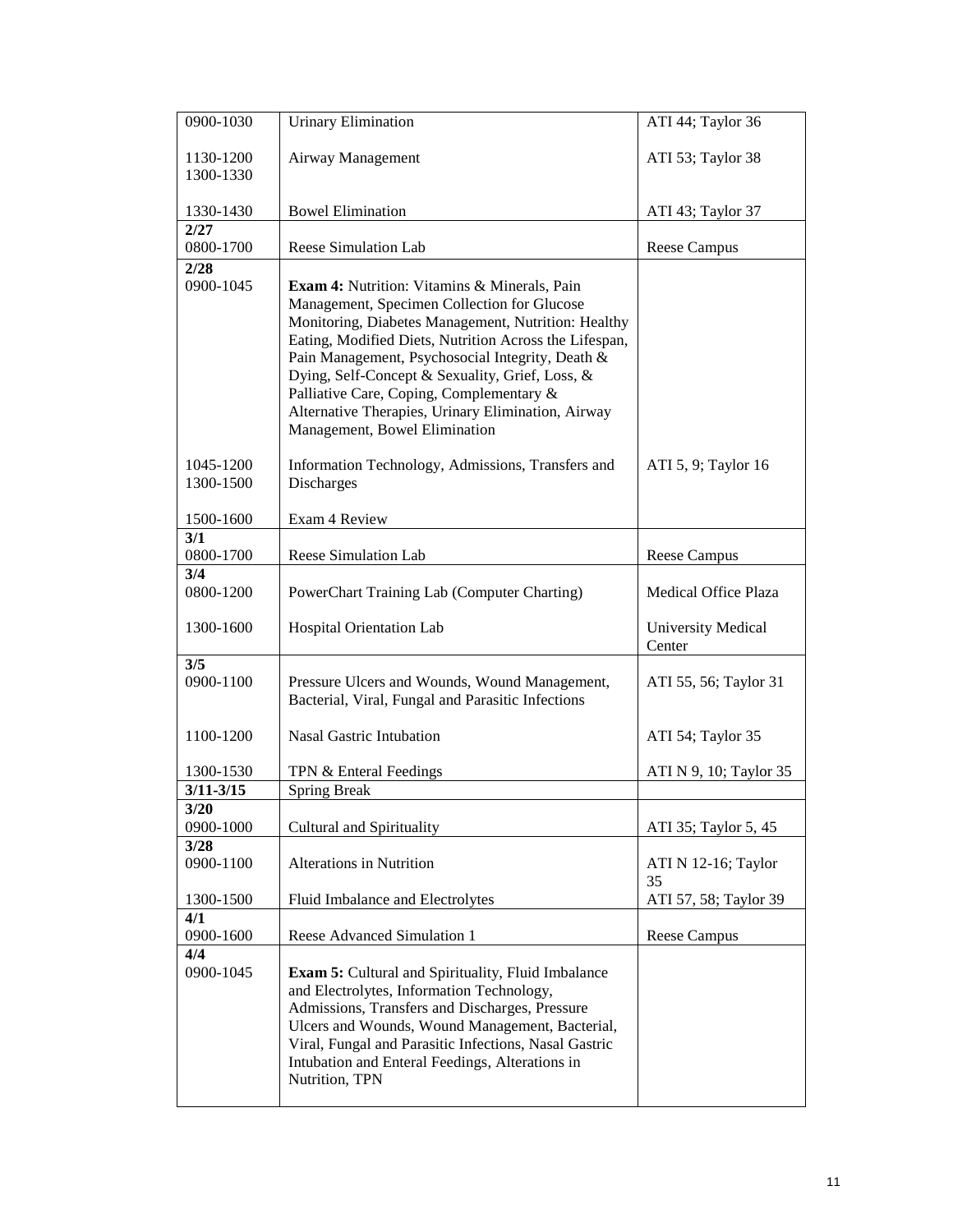| | | |
|---|---|---|
| 0900-1030 | Urinary Elimination | ATI 44; Taylor 36 |
| 1130-1200<br>1300-1330 | Airway Management | ATI 53; Taylor 38 |
| 1330-1430 | Bowel Elimination | ATI 43; Taylor 37 |
| **2/27**<br>0800-1700 | Reese Simulation Lab | Reese Campus |
| **2/28**<br>0900-1045 | **Exam 4:** Nutrition: Vitamins & Minerals, Pain Management, Specimen Collection for Glucose Monitoring, Diabetes Management, Nutrition: Healthy Eating, Modified Diets, Nutrition Across the Lifespan, Pain Management, Psychosocial Integrity, Death & Dying, Self-Concept & Sexuality, Grief, Loss, & Palliative Care, Coping, Complementary & Alternative Therapies, Urinary Elimination, Airway Management, Bowel Elimination | |
| 1045-1200<br>1300-1500 | Information Technology, Admissions, Transfers and Discharges | ATI 5, 9; Taylor 16 |
| 1500-1600 | Exam 4 Review | |
| **3/1**<br>0800-1700 | Reese Simulation Lab | Reese Campus |
| **3/4**<br>0800-1200 | PowerChart Training Lab (Computer Charting) | Medical Office Plaza |
| 1300-1600 | Hospital Orientation Lab | University Medical Center |
| **3/5**<br>0900-1100 | Pressure Ulcers and Wounds, Wound Management, Bacterial, Viral, Fungal and Parasitic Infections | ATI 55, 56; Taylor 31 |
| 1100-1200 | Nasal Gastric Intubation | ATI 54; Taylor 35 |
| 1300-1530 | TPN & Enteral Feedings | ATI N 9, 10; Taylor 35 |
| **3/11-3/15** | Spring Break | |
| **3/20**<br>0900-1000 | Cultural and Spirituality | ATI 35; Taylor 5, 45 |
| **3/28**<br>0900-1100 | Alterations in Nutrition | ATI N 12-16; Taylor 35 |
| 1300-1500 | Fluid Imbalance and Electrolytes | ATI 57, 58; Taylor 39 |
| **4/1**<br>0900-1600 | Reese Advanced Simulation 1 | Reese Campus |
| **4/4**<br>0900-1045 | **Exam 5:** Cultural and Spirituality, Fluid Imbalance and Electrolytes, Information Technology, Admissions, Transfers and Discharges, Pressure Ulcers and Wounds, Wound Management, Bacterial, Viral, Fungal and Parasitic Infections, Nasal Gastric Intubation and Enteral Feedings, Alterations in Nutrition, TPN | |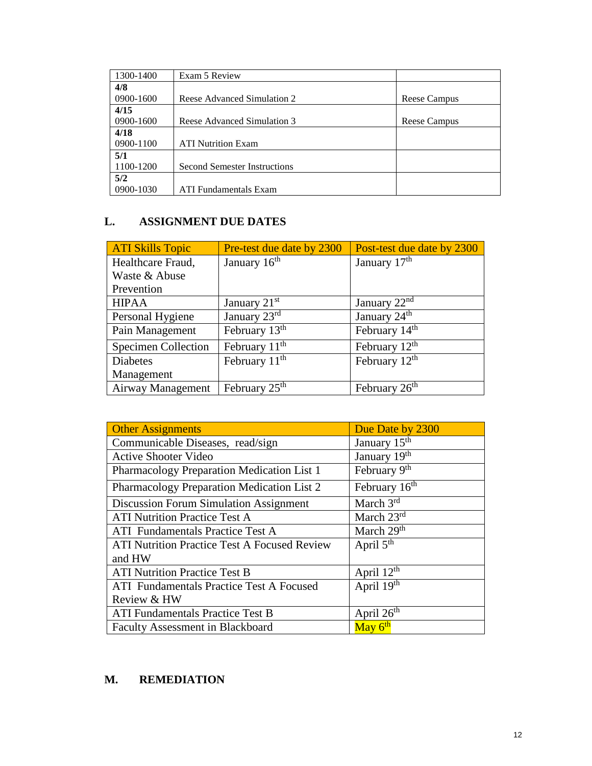| | | |
|---|---|---|
| 1300-1400 | Exam 5 Review | |
| **4/8**<br>0900-1600 | Reese Advanced Simulation 2 | Reese Campus |
| **4/15**<br>0900-1600 | Reese Advanced Simulation 3 | Reese Campus |
| **4/18**<br>0900-1100 | ATI Nutrition Exam | |
| **5/1**<br>1100-1200 | Second Semester Instructions | |
| **5/2**<br>0900-1030 | ATI Fundamentals Exam | |

## L. ASSIGNMENT DUE DATES

| ATI Skills Topic | Pre-test due date by 2300 | Post-test due date by 2300 |
|---|---|---|
| Healthcare Fraud, Waste & Abuse Prevention | January 16th | January 17th |
| HIPAA | January 21st | January 22nd |
| Personal Hygiene | January 23rd | January 24th |
| Pain Management | February 13th | February 14th |
| Specimen Collection | February 11th | February 12th |
| Diabetes Management | February 11th | February 12th |
| Airway Management | February 25th | February 26th |

| Other Assignments | Due Date by 2300 |
|---|---|
| Communicable Diseases, read/sign | January 15th |
| Active Shooter Video | January 19th |
| Pharmacology Preparation Medication List 1 | February 9th |
| Pharmacology Preparation Medication List 2 | February 16th |
| Discussion Forum Simulation Assignment | March 3rd |
| ATI Nutrition Practice Test A | March 23rd |
| ATI Fundamentals Practice Test A | March 29th |
| ATI Nutrition Practice Test A Focused Review and HW | April 5th |
| ATI Nutrition Practice Test B | April 12th |
| ATI Fundamentals Practice Test A Focused Review & HW | April 19th |
| ATI Fundamentals Practice Test B | April 26th |
| Faculty Assessment in Blackboard | May 6th |

## M. REMEDIATION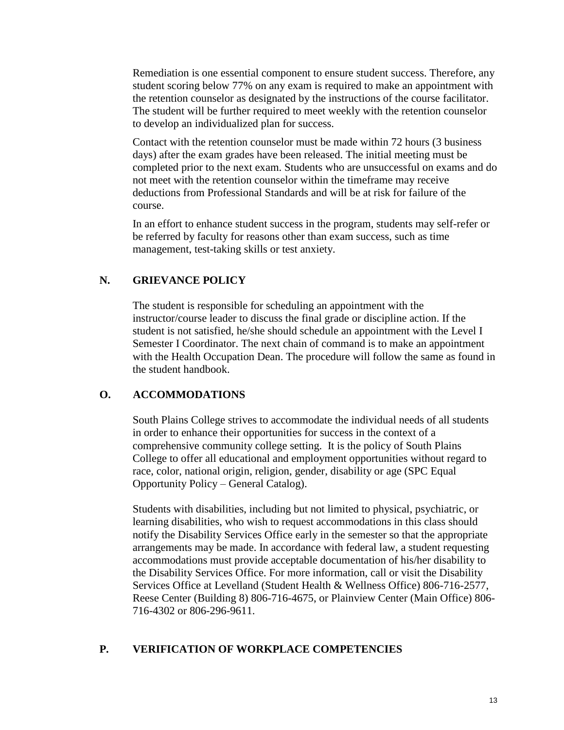Remediation is one essential component to ensure student success. Therefore, any student scoring below 77% on any exam is required to make an appointment with the retention counselor as designated by the instructions of the course facilitator. The student will be further required to meet weekly with the retention counselor to develop an individualized plan for success.

Contact with the retention counselor must be made within 72 hours (3 business days) after the exam grades have been released. The initial meeting must be completed prior to the next exam. Students who are unsuccessful on exams and do not meet with the retention counselor within the timeframe may receive deductions from Professional Standards and will be at risk for failure of the course.

In an effort to enhance student success in the program, students may self-refer or be referred by faculty for reasons other than exam success, such as time management, test-taking skills or test anxiety.

## N. GRIEVANCE POLICY

The student is responsible for scheduling an appointment with the instructor/course leader to discuss the final grade or discipline action. If the student is not satisfied, he/she should schedule an appointment with the Level I Semester I Coordinator. The next chain of command is to make an appointment with the Health Occupation Dean. The procedure will follow the same as found in the student handbook.

## O. ACCOMMODATIONS

South Plains College strives to accommodate the individual needs of all students in order to enhance their opportunities for success in the context of a comprehensive community college setting. It is the policy of South Plains College to offer all educational and employment opportunities without regard to race, color, national origin, religion, gender, disability or age (SPC Equal Opportunity Policy – General Catalog).

Students with disabilities, including but not limited to physical, psychiatric, or learning disabilities, who wish to request accommodations in this class should notify the Disability Services Office early in the semester so that the appropriate arrangements may be made. In accordance with federal law, a student requesting accommodations must provide acceptable documentation of his/her disability to the Disability Services Office. For more information, call or visit the Disability Services Office at Levelland (Student Health & Wellness Office) 806-716-2577, Reese Center (Building 8) 806-716-4675, or Plainview Center (Main Office) 806-716-4302 or 806-296-9611.

## P. VERIFICATION OF WORKPLACE COMPETENCIES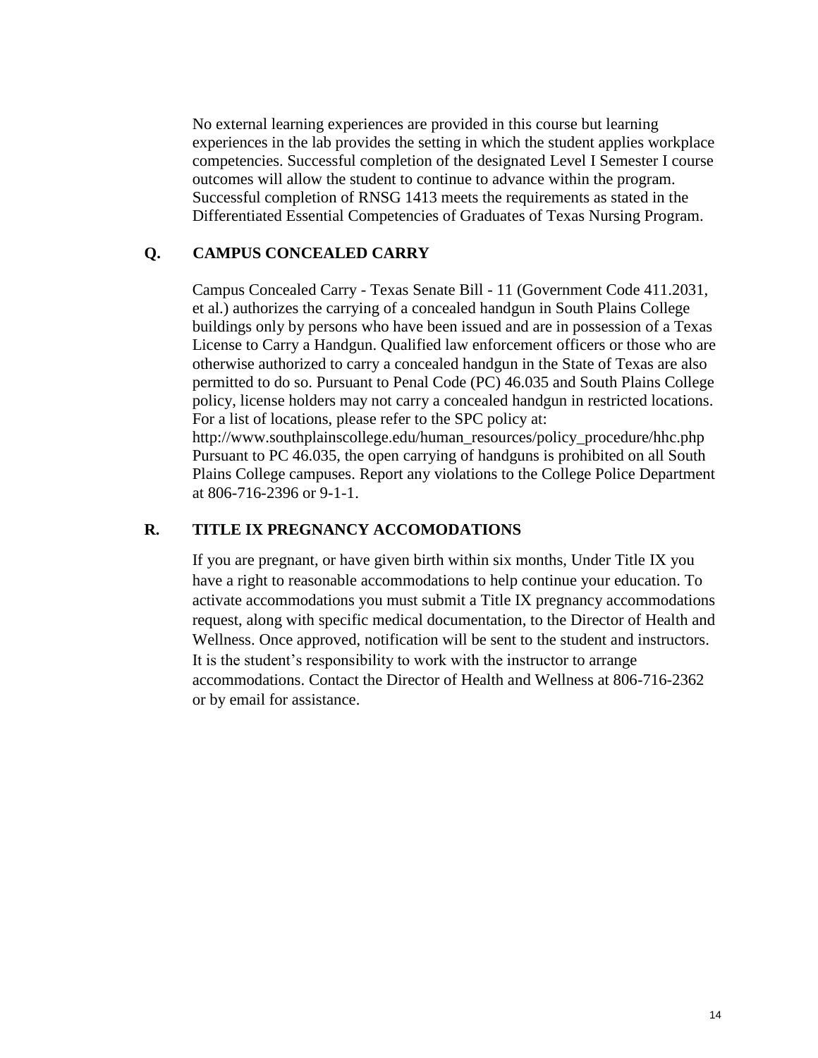No external learning experiences are provided in this course but learning experiences in the lab provides the setting in which the student applies workplace competencies. Successful completion of the designated Level I Semester I course outcomes will allow the student to continue to advance within the program. Successful completion of RNSG 1413 meets the requirements as stated in the Differentiated Essential Competencies of Graduates of Texas Nursing Program.

## Q. CAMPUS CONCEALED CARRY

Campus Concealed Carry - Texas Senate Bill - 11 (Government Code 411.2031, et al.) authorizes the carrying of a concealed handgun in South Plains College buildings only by persons who have been issued and are in possession of a Texas License to Carry a Handgun. Qualified law enforcement officers or those who are otherwise authorized to carry a concealed handgun in the State of Texas are also permitted to do so. Pursuant to Penal Code (PC) 46.035 and South Plains College policy, license holders may not carry a concealed handgun in restricted locations. For a list of locations, please refer to the SPC policy at: http://www.southplainscollege.edu/human_resources/policy_procedure/hhc.php Pursuant to PC 46.035, the open carrying of handguns is prohibited on all South Plains College campuses. Report any violations to the College Police Department at 806-716-2396 or 9-1-1.

## R. TITLE IX PREGNANCY ACCOMODATIONS

If you are pregnant, or have given birth within six months, Under Title IX you have a right to reasonable accommodations to help continue your education. To activate accommodations you must submit a Title IX pregnancy accommodations request, along with specific medical documentation, to the Director of Health and Wellness. Once approved, notification will be sent to the student and instructors. It is the student's responsibility to work with the instructor to arrange accommodations. Contact the Director of Health and Wellness at 806-716-2362 or by email for assistance.